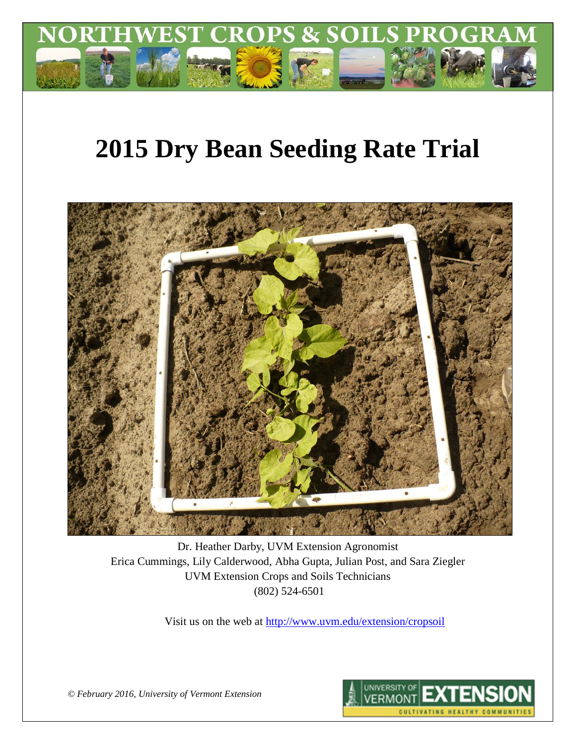NORTHWEST CROPS & SOILS PROGRAM

# 2015 Dry Bean Seeding Rate Trial

Dr. Heather Darby, UVM Extension Agronomist
Erica Cummings, Lily Calderwood, Abha Gupta, Julian Post, and Sara Ziegler
UVM Extension Crops and Soils Technicians
(802) 524-6501

Visit us on the web at http://www.uvm.edu/extension/cropsoil

*© February 2016, University of Vermont Extension*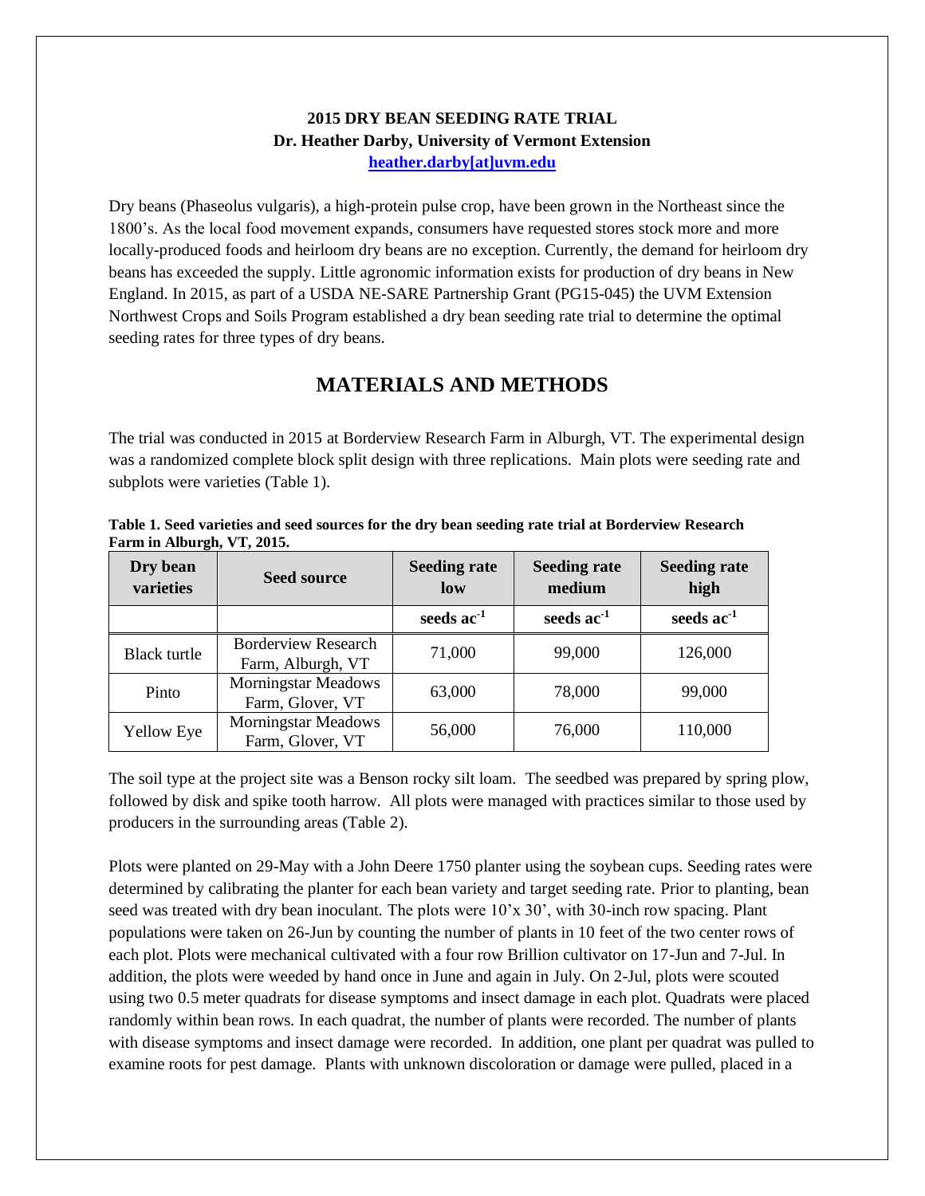**2015 DRY BEAN SEEDING RATE TRIAL**
**Dr. Heather Darby, University of Vermont Extension**
**heather.darby[at]uvm.edu**

Dry beans (Phaseolus vulgaris), a high-protein pulse crop, have been grown in the Northeast since the 1800's. As the local food movement expands, consumers have requested stores stock more and more locally-produced foods and heirloom dry beans are no exception. Currently, the demand for heirloom dry beans has exceeded the supply. Little agronomic information exists for production of dry beans in New England. In 2015, as part of a USDA NE-SARE Partnership Grant (PG15-045) the UVM Extension Northwest Crops and Soils Program established a dry bean seeding rate trial to determine the optimal seeding rates for three types of dry beans.

## MATERIALS AND METHODS

The trial was conducted in 2015 at Borderview Research Farm in Alburgh, VT. The experimental design was a randomized complete block split design with three replications. Main plots were seeding rate and subplots were varieties (Table 1).

**Table 1. Seed varieties and seed sources for the dry bean seeding rate trial at Borderview Research Farm in Alburgh, VT, 2015.**

| Dry bean varieties | Seed source | Seeding rate low | Seeding rate medium | Seeding rate high |
|---|---|---|---|---|
| | | seeds $ac^{-1}$ | seeds $ac^{-1}$ | seeds $ac^{-1}$ |
| Black turtle | Borderview Research Farm, Alburgh, VT | 71,000 | 99,000 | 126,000 |
| Pinto | Morningstar Meadows Farm, Glover, VT | 63,000 | 78,000 | 99,000 |
| Yellow Eye | Morningstar Meadows Farm, Glover, VT | 56,000 | 76,000 | 110,000 |

The soil type at the project site was a Benson rocky silt loam. The seedbed was prepared by spring plow, followed by disk and spike tooth harrow. All plots were managed with practices similar to those used by producers in the surrounding areas (Table 2).

Plots were planted on 29-May with a John Deere 1750 planter using the soybean cups. Seeding rates were determined by calibrating the planter for each bean variety and target seeding rate. Prior to planting, bean seed was treated with dry bean inoculant. The plots were 10'x 30', with 30-inch row spacing. Plant populations were taken on 26-Jun by counting the number of plants in 10 feet of the two center rows of each plot. Plots were mechanical cultivated with a four row Brillion cultivator on 17-Jun and 7-Jul. In addition, the plots were weeded by hand once in June and again in July. On 2-Jul, plots were scouted using two 0.5 meter quadrats for disease symptoms and insect damage in each plot. Quadrats were placed randomly within bean rows. In each quadrat, the number of plants were recorded. The number of plants with disease symptoms and insect damage were recorded. In addition, one plant per quadrat was pulled to examine roots for pest damage. Plants with unknown discoloration or damage were pulled, placed in a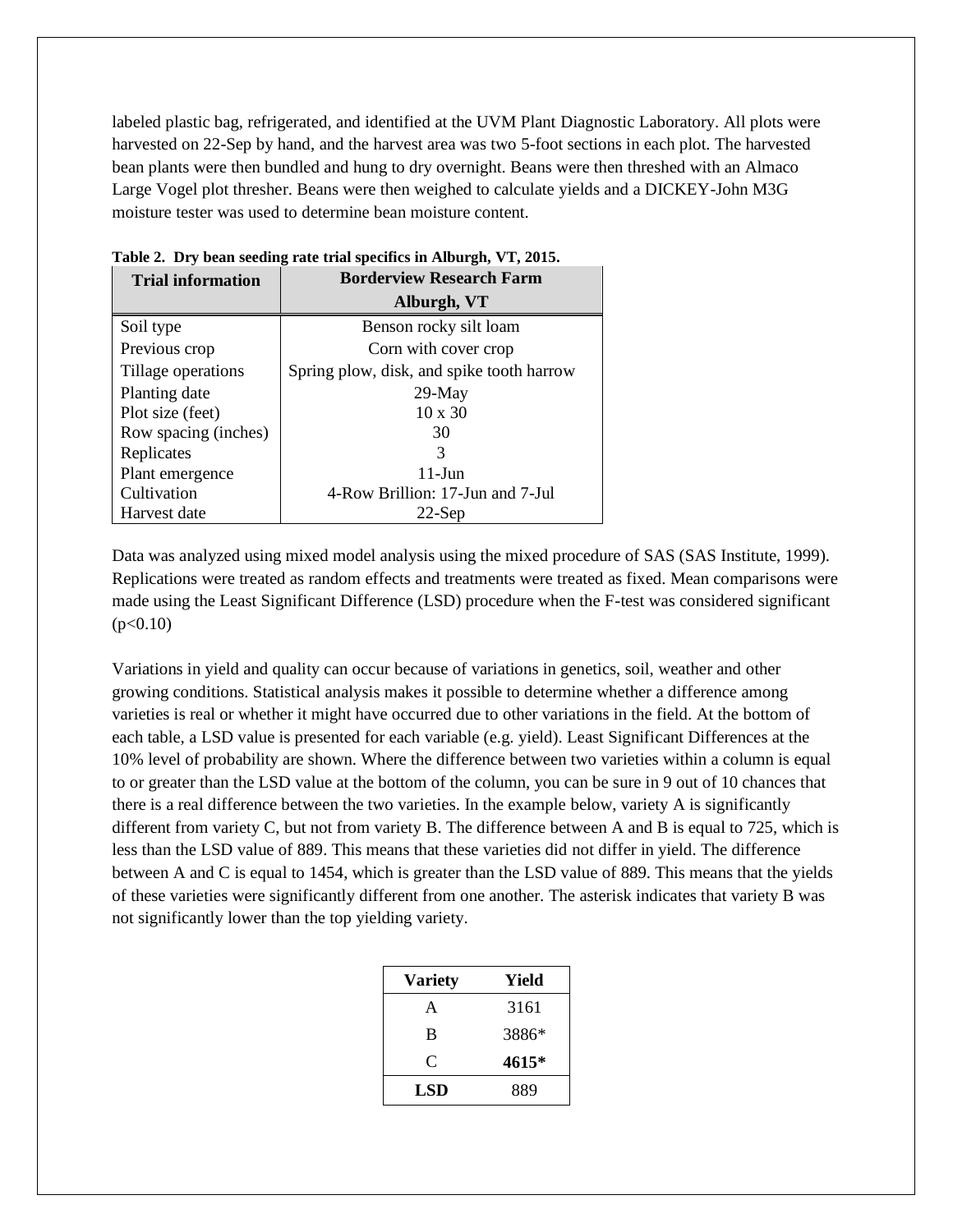labeled plastic bag, refrigerated, and identified at the UVM Plant Diagnostic Laboratory. All plots were harvested on 22-Sep by hand, and the harvest area was two 5-foot sections in each plot. The harvested bean plants were then bundled and hung to dry overnight. Beans were then threshed with an Almaco Large Vogel plot thresher. Beans were then weighed to calculate yields and a DICKEY-John M3G moisture tester was used to determine bean moisture content.

**Table 2. Dry bean seeding rate trial specifics in Alburgh, VT, 2015.**

| Trial information | Borderview Research Farm Alburgh, VT |
|---|---|
| Soil type | Benson rocky silt loam |
| Previous crop | Corn with cover crop |
| Tillage operations | Spring plow, disk, and spike tooth harrow |
| Planting date | 29-May |
| Plot size (feet) | 10 x 30 |
| Row spacing (inches) | 30 |
| Replicates | 3 |
| Plant emergence | 11-Jun |
| Cultivation | 4-Row Brillion: 17-Jun and 7-Jul |
| Harvest date | 22-Sep |

Data was analyzed using mixed model analysis using the mixed procedure of SAS (SAS Institute, 1999). Replications were treated as random effects and treatments were treated as fixed. Mean comparisons were made using the Least Significant Difference (LSD) procedure when the F-test was considered significant ($p<0.10$)

Variations in yield and quality can occur because of variations in genetics, soil, weather and other growing conditions. Statistical analysis makes it possible to determine whether a difference among varieties is real or whether it might have occurred due to other variations in the field. At the bottom of each table, a LSD value is presented for each variable (e.g. yield). Least Significant Differences at the 10% level of probability are shown. Where the difference between two varieties within a column is equal to or greater than the LSD value at the bottom of the column, you can be sure in 9 out of 10 chances that there is a real difference between the two varieties. In the example below, variety A is significantly different from variety C, but not from variety B. The difference between A and B is equal to 725, which is less than the LSD value of 889. This means that these varieties did not differ in yield. The difference between A and C is equal to 1454, which is greater than the LSD value of 889. This means that the yields of these varieties were significantly different from one another. The asterisk indicates that variety B was not significantly lower than the top yielding variety.

| Variety | Yield |
|---|---|
| A | 3161 |
| B | 3886* |
| C | **4615*** |
| **LSD** | 889 |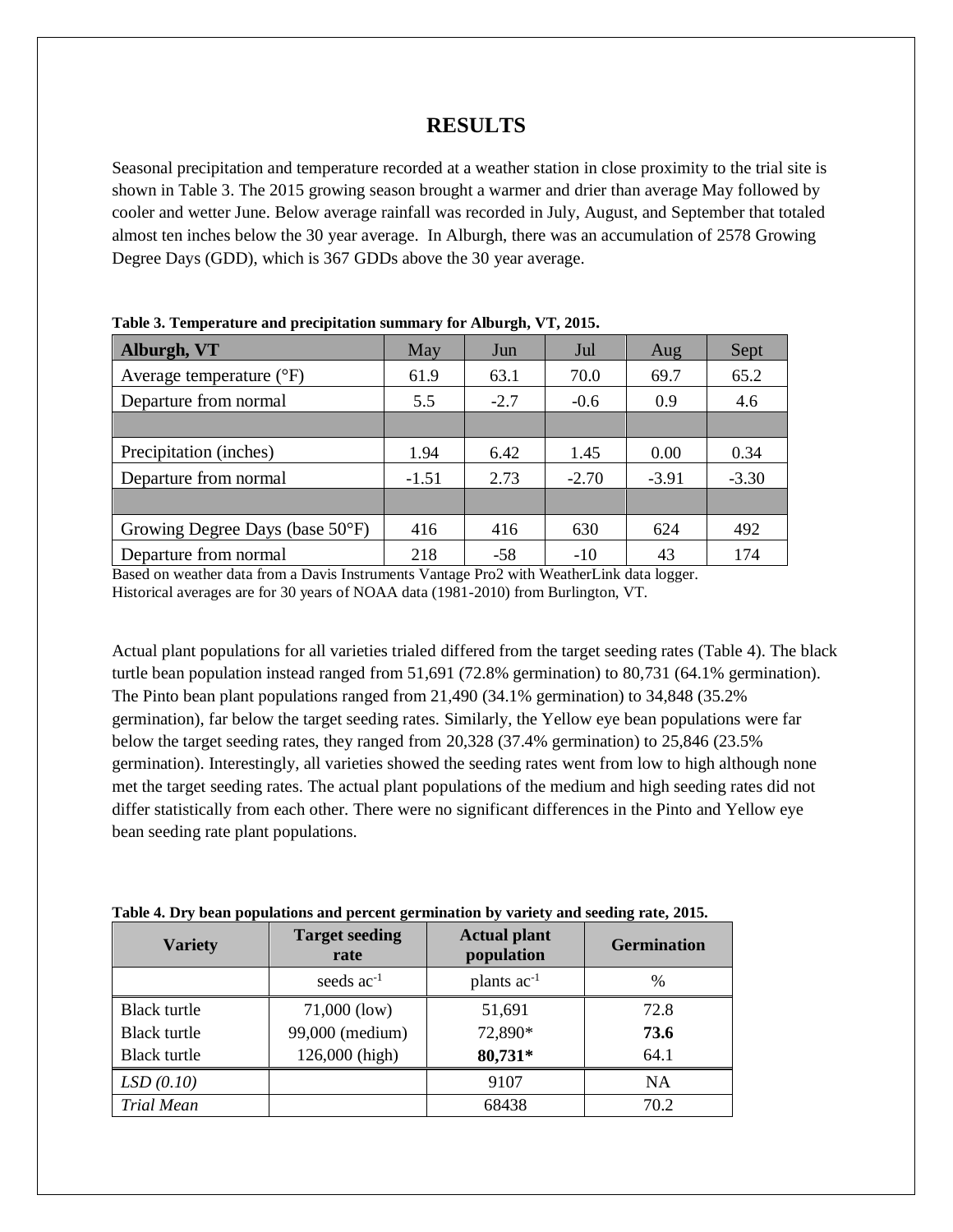# RESULTS

Seasonal precipitation and temperature recorded at a weather station in close proximity to the trial site is shown in Table 3. The 2015 growing season brought a warmer and drier than average May followed by cooler and wetter June. Below average rainfall was recorded in July, August, and September that totaled almost ten inches below the 30 year average. In Alburgh, there was an accumulation of 2578 Growing Degree Days (GDD), which is 367 GDDs above the 30 year average.

**Table 3. Temperature and precipitation summary for Alburgh, VT, 2015.**

| Alburgh, VT | May | Jun | Jul | Aug | Sept |
|---|---|---|---|---|---|
| Average temperature (°F) | 61.9 | 63.1 | 70.0 | 69.7 | 65.2 |
| Departure from normal | 5.5 | -2.7 | -0.6 | 0.9 | 4.6 |
| | | | | | |
| Precipitation (inches) | 1.94 | 6.42 | 1.45 | 0.00 | 0.34 |
| Departure from normal | -1.51 | 2.73 | -2.70 | -3.91 | -3.30 |
| | | | | | |
| Growing Degree Days (base 50°F) | 416 | 416 | 630 | 624 | 492 |
| Departure from normal | 218 | -58 | -10 | 43 | 174 |

Based on weather data from a Davis Instruments Vantage Pro2 with WeatherLink data logger.
Historical averages are for 30 years of NOAA data (1981-2010) from Burlington, VT.

Actual plant populations for all varieties trialed differed from the target seeding rates (Table 4). The black turtle bean population instead ranged from 51,691 (72.8% germination) to 80,731 (64.1% germination). The Pinto bean plant populations ranged from 21,490 (34.1% germination) to 34,848 (35.2% germination), far below the target seeding rates. Similarly, the Yellow eye bean populations were far below the target seeding rates, they ranged from 20,328 (37.4% germination) to 25,846 (23.5% germination). Interestingly, all varieties showed the seeding rates went from low to high although none met the target seeding rates. The actual plant populations of the medium and high seeding rates did not differ statistically from each other. There were no significant differences in the Pinto and Yellow eye bean seeding rate plant populations.

**Table 4. Dry bean populations and percent germination by variety and seeding rate, 2015.**

| Variety | Target seeding rate | Actual plant population | Germination |
|---|---|---|---|
| | seeds ac$^{-1}$ | plants ac$^{-1}$ | % |
| Black turtle | 71,000 (low) | 51,691 | 72.8 |
| Black turtle | 99,000 (medium) | 72,890* | **73.6** |
| Black turtle | 126,000 (high) | **80,731*** | 64.1 |
| *LSD (0.10)* | | 9107 | NA |
| *Trial Mean* | | 68438 | 70.2 |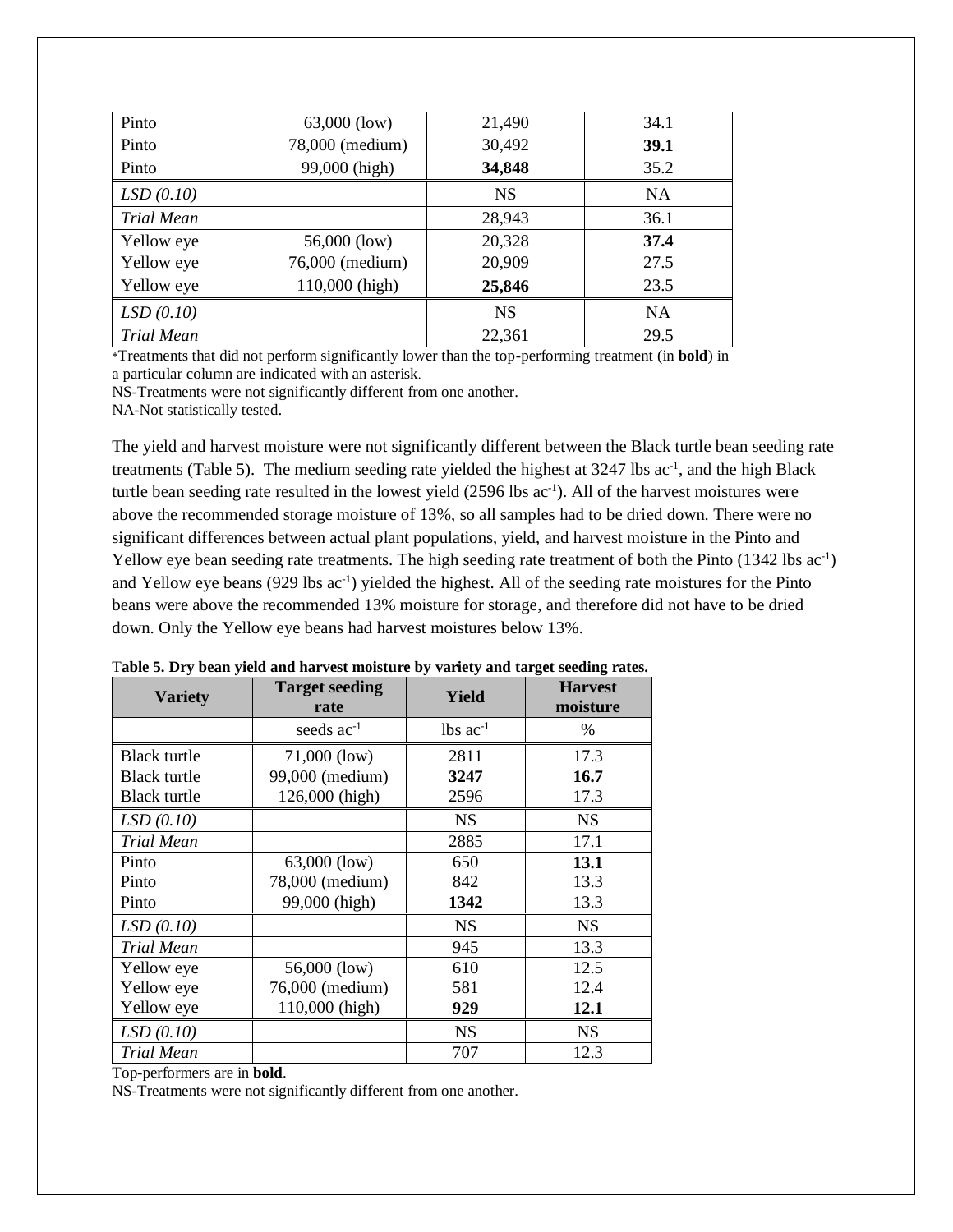| Pinto | 63,000 (low) | 21,490 | 34.1 |
|---|---|---|---|
| Pinto | 78,000 (medium) | 30,492 | **39.1** |
| Pinto | 99,000 (high) | **34,848** | 35.2 |
| *LSD (0.10)* | | NS | NA |
| *Trial Mean* | | 28,943 | 36.1 |
| Yellow eye | 56,000 (low) | 20,328 | **37.4** |
| Yellow eye | 76,000 (medium) | 20,909 | 27.5 |
| Yellow eye | 110,000 (high) | **25,846** | 23.5 |
| *LSD (0.10)* | | NS | NA |
| *Trial Mean* | | 22,361 | 29.5 |

*Treatments that did not perform significantly lower than the top-performing treatment (in **bold**) in a particular column are indicated with an asterisk.

NS-Treatments were not significantly different from one another.

NA-Not statistically tested.

The yield and harvest moisture were not significantly different between the Black turtle bean seeding rate treatments (Table 5). The medium seeding rate yielded the highest at 3247 lbs $ac^{-1}$, and the high Black turtle bean seeding rate resulted in the lowest yield (2596 lbs $ac^{-1}$). All of the harvest moistures were above the recommended storage moisture of 13%, so all samples had to be dried down. There were no significant differences between actual plant populations, yield, and harvest moisture in the Pinto and Yellow eye bean seeding rate treatments. The high seeding rate treatment of both the Pinto (1342 lbs $ac^{-1}$) and Yellow eye beans (929 lbs $ac^{-1}$) yielded the highest. All of the seeding rate moistures for the Pinto beans were above the recommended 13% moisture for storage, and therefore did not have to be dried down. Only the Yellow eye beans had harvest moistures below 13%.

**Table 5. Dry bean yield and harvest moisture by variety and target seeding rates.**

| Variety | Target seeding rate | Yield | Harvest moisture |
|---|---|---|---|
| | seeds $ac^{-1}$ | lbs $ac^{-1}$ | % |
| Black turtle | 71,000 (low) | 2811 | 17.3 |
| Black turtle | 99,000 (medium) | **3247** | **16.7** |
| Black turtle | 126,000 (high) | 2596 | 17.3 |
| *LSD (0.10)* | | NS | NS |
| *Trial Mean* | | 2885 | 17.1 |
| Pinto | 63,000 (low) | 650 | **13.1** |
| Pinto | 78,000 (medium) | 842 | 13.3 |
| Pinto | 99,000 (high) | **1342** | 13.3 |
| *LSD (0.10)* | | NS | NS |
| *Trial Mean* | | 945 | 13.3 |
| Yellow eye | 56,000 (low) | 610 | 12.5 |
| Yellow eye | 76,000 (medium) | 581 | 12.4 |
| Yellow eye | 110,000 (high) | **929** | **12.1** |
| *LSD (0.10)* | | NS | NS |
| *Trial Mean* | | 707 | 12.3 |

Top-performers are in **bold**.

NS-Treatments were not significantly different from one another.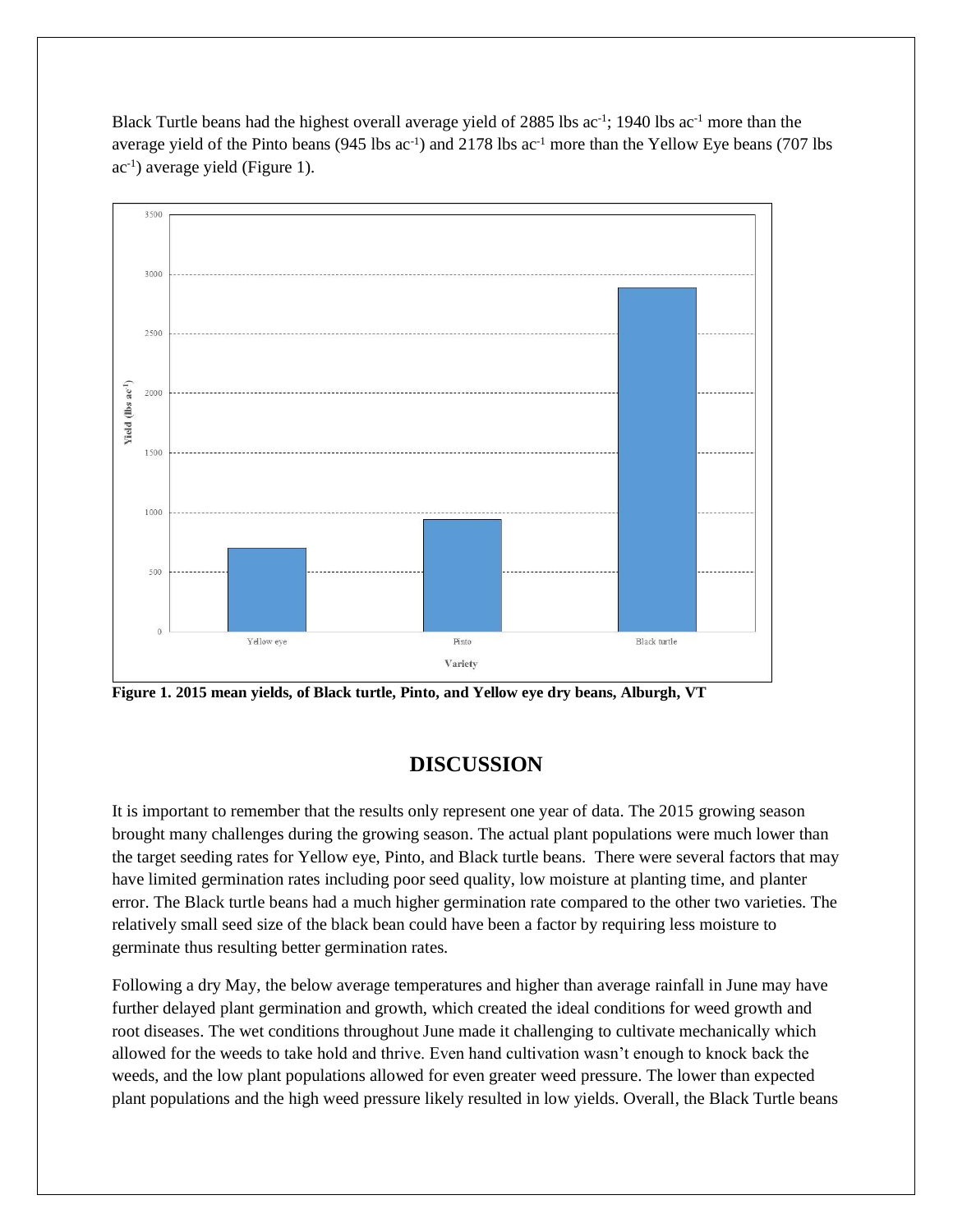Black Turtle beans had the highest overall average yield of 2885 lbs $ac^{-1}$; 1940 lbs $ac^{-1}$ more than the average yield of the Pinto beans (945 lbs $ac^{-1}$) and 2178 lbs $ac^{-1}$ more than the Yellow Eye beans (707 lbs $ac^{-1}$) average yield (Figure 1).

**Figure 1. 2015 mean yields, of Black turtle, Pinto, and Yellow eye dry beans, Alburgh, VT**

## DISCUSSION

It is important to remember that the results only represent one year of data. The 2015 growing season brought many challenges during the growing season. The actual plant populations were much lower than the target seeding rates for Yellow eye, Pinto, and Black turtle beans. There were several factors that may have limited germination rates including poor seed quality, low moisture at planting time, and planter error. The Black turtle beans had a much higher germination rate compared to the other two varieties. The relatively small seed size of the black bean could have been a factor by requiring less moisture to germinate thus resulting better germination rates.

Following a dry May, the below average temperatures and higher than average rainfall in June may have further delayed plant germination and growth, which created the ideal conditions for weed growth and root diseases. The wet conditions throughout June made it challenging to cultivate mechanically which allowed for the weeds to take hold and thrive. Even hand cultivation wasn't enough to knock back the weeds, and the low plant populations allowed for even greater weed pressure. The lower than expected plant populations and the high weed pressure likely resulted in low yields. Overall, the Black Turtle beans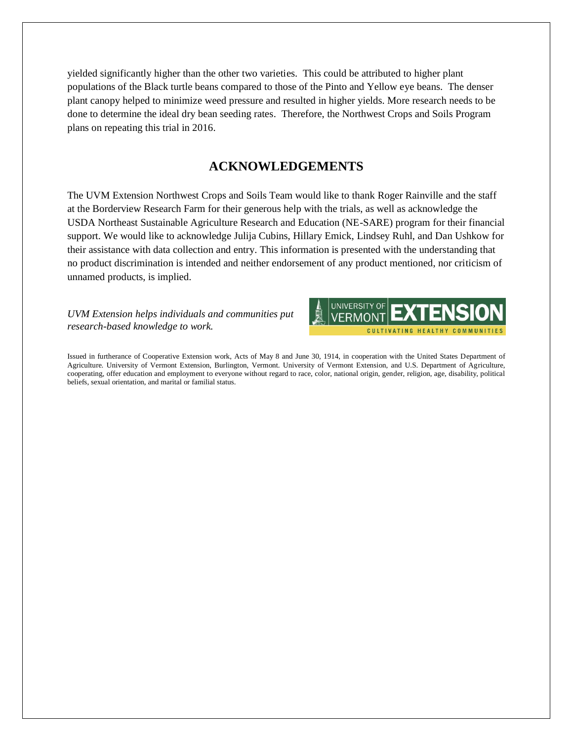yielded significantly higher than the other two varieties. This could be attributed to higher plant populations of the Black turtle beans compared to those of the Pinto and Yellow eye beans. The denser plant canopy helped to minimize weed pressure and resulted in higher yields. More research needs to be done to determine the ideal dry bean seeding rates. Therefore, the Northwest Crops and Soils Program plans on repeating this trial in 2016.

## ACKNOWLEDGEMENTS

The UVM Extension Northwest Crops and Soils Team would like to thank Roger Rainville and the staff at the Borderview Research Farm for their generous help with the trials, as well as acknowledge the USDA Northeast Sustainable Agriculture Research and Education (NE-SARE) program for their financial support. We would like to acknowledge Julija Cubins, Hillary Emick, Lindsey Ruhl, and Dan Ushkow for their assistance with data collection and entry. This information is presented with the understanding that no product discrimination is intended and neither endorsement of any product mentioned, nor criticism of unnamed products, is implied.

*UVM Extension helps individuals and communities put research-based knowledge to work.*

UNIVERSITY OF VERMONT EXTENSION
CULTIVATING HEALTHY COMMUNITIES

Issued in furtherance of Cooperative Extension work, Acts of May 8 and June 30, 1914, in cooperation with the United States Department of Agriculture. University of Vermont Extension, Burlington, Vermont. University of Vermont Extension, and U.S. Department of Agriculture, cooperating, offer education and employment to everyone without regard to race, color, national origin, gender, religion, age, disability, political beliefs, sexual orientation, and marital or familial status.